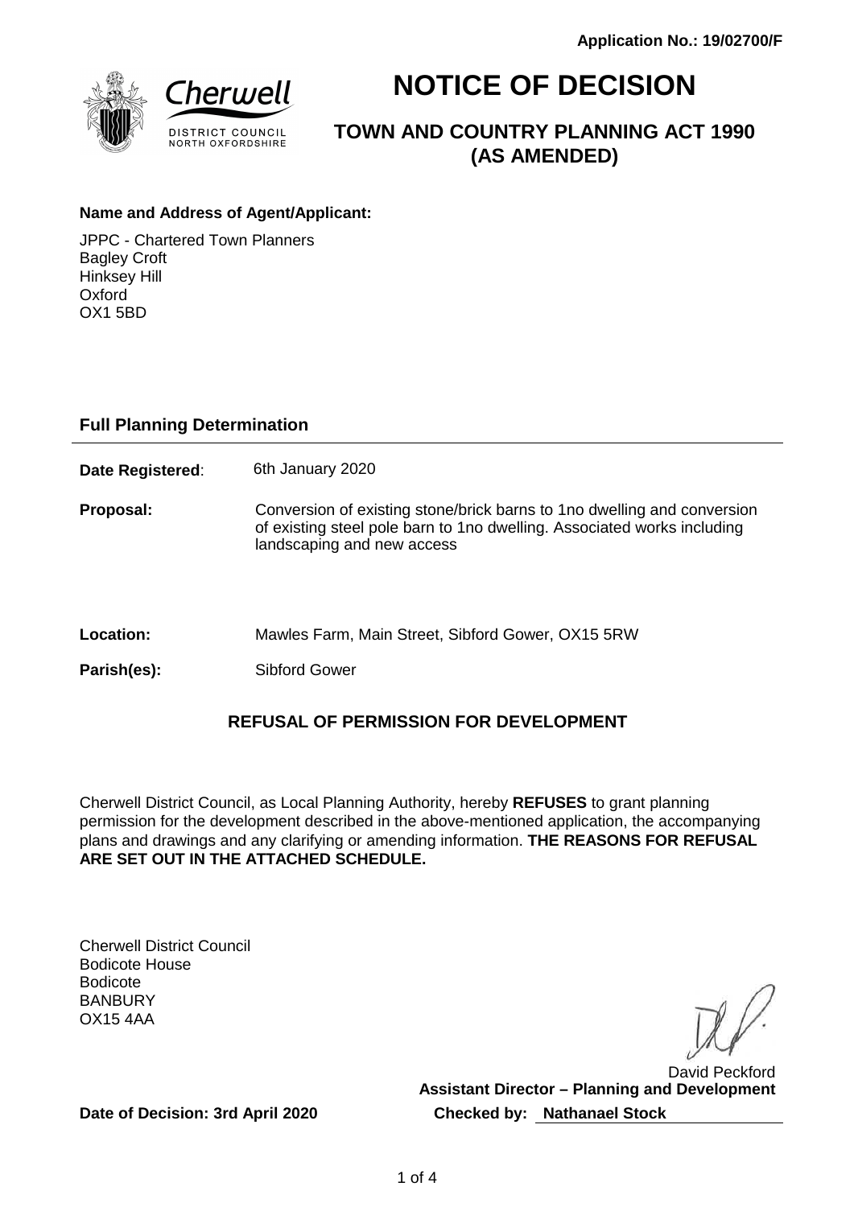**Application No.: 19/02700/F**

# NOTICE OF DECISION

## TOWN AND COUNTRY PLANNING ACT 1990 (AS AMENDED)

**Name and Address of Agent/Applicant:**

JPPC - Chartered Town Planners
Bagley Croft
Hinksey Hill
Oxford
OX1 5BD

### Full Planning Determination

**Date Registered**: 6th January 2020

**Proposal:** Conversion of existing stone/brick barns to 1no dwelling and conversion of existing steel pole barn to 1no dwelling. Associated works including landscaping and new access

**Location:** Mawles Farm, Main Street, Sibford Gower, OX15 5RW

**Parish(es):** Sibford Gower

### REFUSAL OF PERMISSION FOR DEVELOPMENT

Cherwell District Council, as Local Planning Authority, hereby **REFUSES** to grant planning permission for the development described in the above-mentioned application, the accompanying plans and drawings and any clarifying or amending information. **THE REASONS FOR REFUSAL ARE SET OUT IN THE ATTACHED SCHEDULE.**

Cherwell District Council
Bodicote House
Bodicote
BANBURY
OX15 4AA

David Peckford
**Assistant Director – Planning and Development**

**Date of Decision: 3rd April 2020**

**Checked by: Nathanael Stock**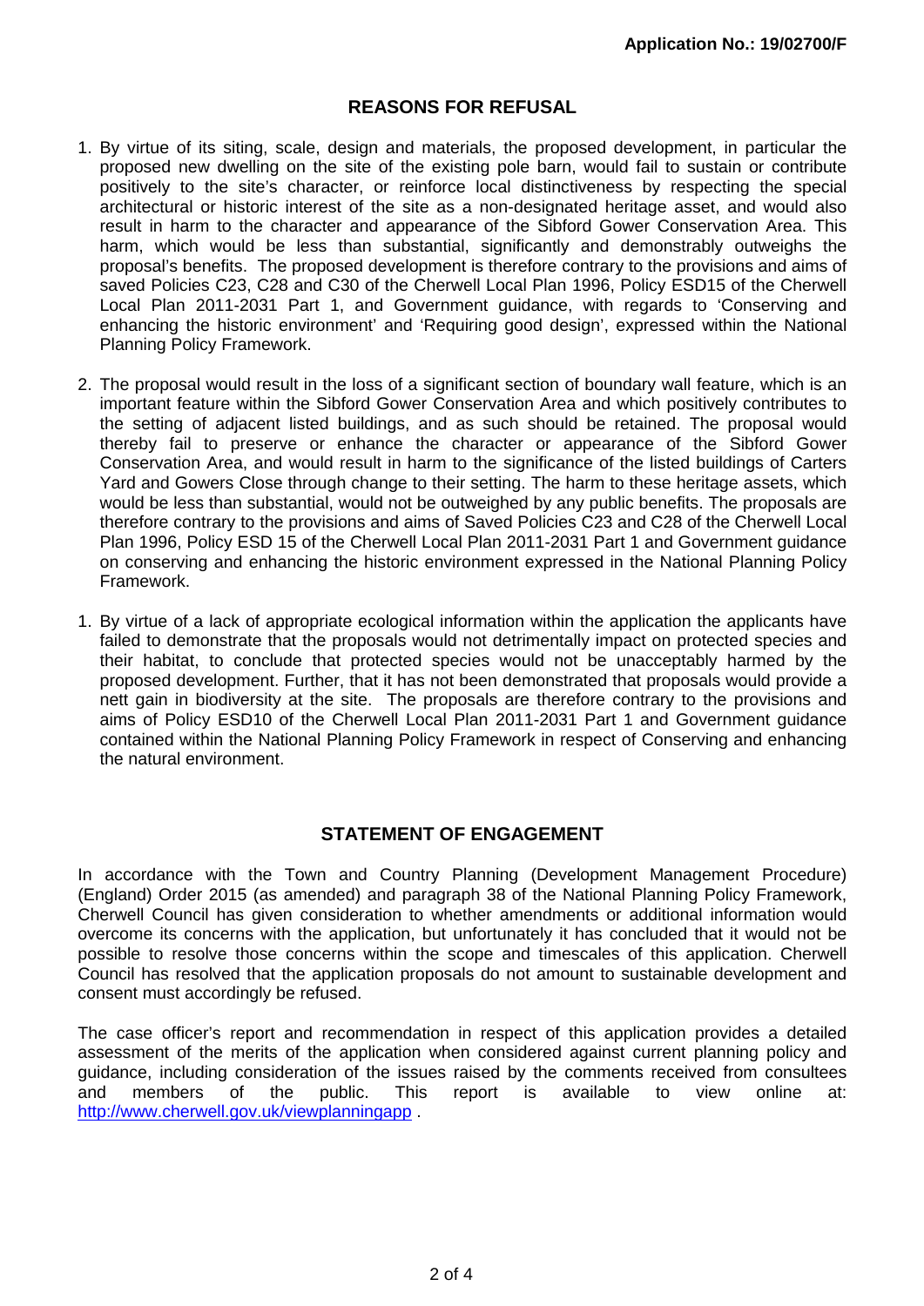**Application No.: 19/02700/F**

## REASONS FOR REFUSAL

1. By virtue of its siting, scale, design and materials, the proposed development, in particular the proposed new dwelling on the site of the existing pole barn, would fail to sustain or contribute positively to the site's character, or reinforce local distinctiveness by respecting the special architectural or historic interest of the site as a non-designated heritage asset, and would also result in harm to the character and appearance of the Sibford Gower Conservation Area. This harm, which would be less than substantial, significantly and demonstrably outweighs the proposal's benefits. The proposed development is therefore contrary to the provisions and aims of saved Policies C23, C28 and C30 of the Cherwell Local Plan 1996, Policy ESD15 of the Cherwell Local Plan 2011-2031 Part 1, and Government guidance, with regards to 'Conserving and enhancing the historic environment' and 'Requiring good design', expressed within the National Planning Policy Framework.

2. The proposal would result in the loss of a significant section of boundary wall feature, which is an important feature within the Sibford Gower Conservation Area and which positively contributes to the setting of adjacent listed buildings, and as such should be retained. The proposal would thereby fail to preserve or enhance the character or appearance of the Sibford Gower Conservation Area, and would result in harm to the significance of the listed buildings of Carters Yard and Gowers Close through change to their setting. The harm to these heritage assets, which would be less than substantial, would not be outweighed by any public benefits. The proposals are therefore contrary to the provisions and aims of Saved Policies C23 and C28 of the Cherwell Local Plan 1996, Policy ESD 15 of the Cherwell Local Plan 2011-2031 Part 1 and Government guidance on conserving and enhancing the historic environment expressed in the National Planning Policy Framework.

1. By virtue of a lack of appropriate ecological information within the application the applicants have failed to demonstrate that the proposals would not detrimentally impact on protected species and their habitat, to conclude that protected species would not be unacceptably harmed by the proposed development. Further, that it has not been demonstrated that proposals would provide a nett gain in biodiversity at the site. The proposals are therefore contrary to the provisions and aims of Policy ESD10 of the Cherwell Local Plan 2011-2031 Part 1 and Government guidance contained within the National Planning Policy Framework in respect of Conserving and enhancing the natural environment.

## STATEMENT OF ENGAGEMENT

In accordance with the Town and Country Planning (Development Management Procedure) (England) Order 2015 (as amended) and paragraph 38 of the National Planning Policy Framework, Cherwell Council has given consideration to whether amendments or additional information would overcome its concerns with the application, but unfortunately it has concluded that it would not be possible to resolve those concerns within the scope and timescales of this application. Cherwell Council has resolved that the application proposals do not amount to sustainable development and consent must accordingly be refused.

The case officer's report and recommendation in respect of this application provides a detailed assessment of the merits of the application when considered against current planning policy and guidance, including consideration of the issues raised by the comments received from consultees and members of the public. This report is available to view online at: http://www.cherwell.gov.uk/viewplanningapp .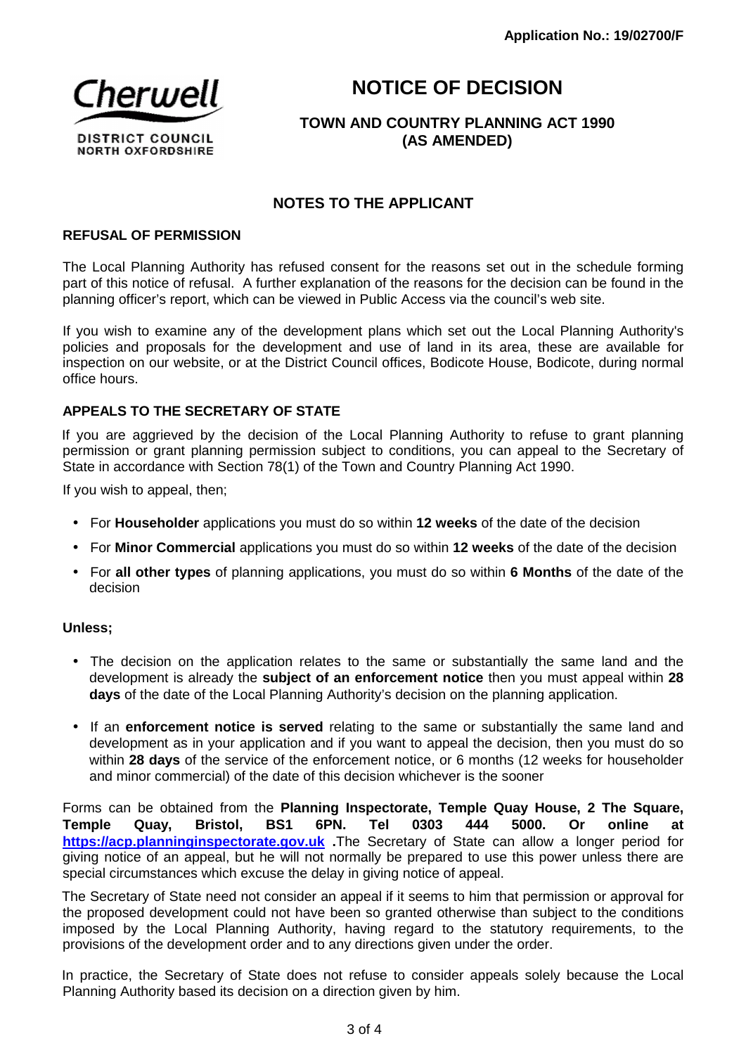Application No.: 19/02700/F

Cherwell
DISTRICT COUNCIL
NORTH OXFORDSHIRE

# NOTICE OF DECISION

### TOWN AND COUNTRY PLANNING ACT 1990 (AS AMENDED)

## NOTES TO THE APPLICANT

**REFUSAL OF PERMISSION**

The Local Planning Authority has refused consent for the reasons set out in the schedule forming part of this notice of refusal. A further explanation of the reasons for the decision can be found in the planning officer's report, which can be viewed in Public Access via the council's web site.

If you wish to examine any of the development plans which set out the Local Planning Authority's policies and proposals for the development and use of land in its area, these are available for inspection on our website, or at the District Council offices, Bodicote House, Bodicote, during normal office hours.

**APPEALS TO THE SECRETARY OF STATE**

If you are aggrieved by the decision of the Local Planning Authority to refuse to grant planning permission or grant planning permission subject to conditions, you can appeal to the Secretary of State in accordance with Section 78(1) of the Town and Country Planning Act 1990.

If you wish to appeal, then;

- For **Householder** applications you must do so within **12 weeks** of the date of the decision
- For **Minor Commercial** applications you must do so within **12 weeks** of the date of the decision
- For **all other types** of planning applications, you must do so within **6 Months** of the date of the decision

**Unless;**

- The decision on the application relates to the same or substantially the same land and the development is already the **subject of an enforcement notice** then you must appeal within **28 days** of the date of the Local Planning Authority's decision on the planning application.
- If an **enforcement notice is served** relating to the same or substantially the same land and development as in your application and if you want to appeal the decision, then you must do so within **28 days** of the service of the enforcement notice, or 6 months (12 weeks for householder and minor commercial) of the date of this decision whichever is the sooner

Forms can be obtained from the **Planning Inspectorate, Temple Quay House, 2 The Square, Temple Quay, Bristol, BS1 6PN. Tel 0303 444 5000. Or online at https://acp.planninginspectorate.gov.uk .**The Secretary of State can allow a longer period for giving notice of an appeal, but he will not normally be prepared to use this power unless there are special circumstances which excuse the delay in giving notice of appeal.

The Secretary of State need not consider an appeal if it seems to him that permission or approval for the proposed development could not have been so granted otherwise than subject to the conditions imposed by the Local Planning Authority, having regard to the statutory requirements, to the provisions of the development order and to any directions given under the order.

In practice, the Secretary of State does not refuse to consider appeals solely because the Local Planning Authority based its decision on a direction given by him.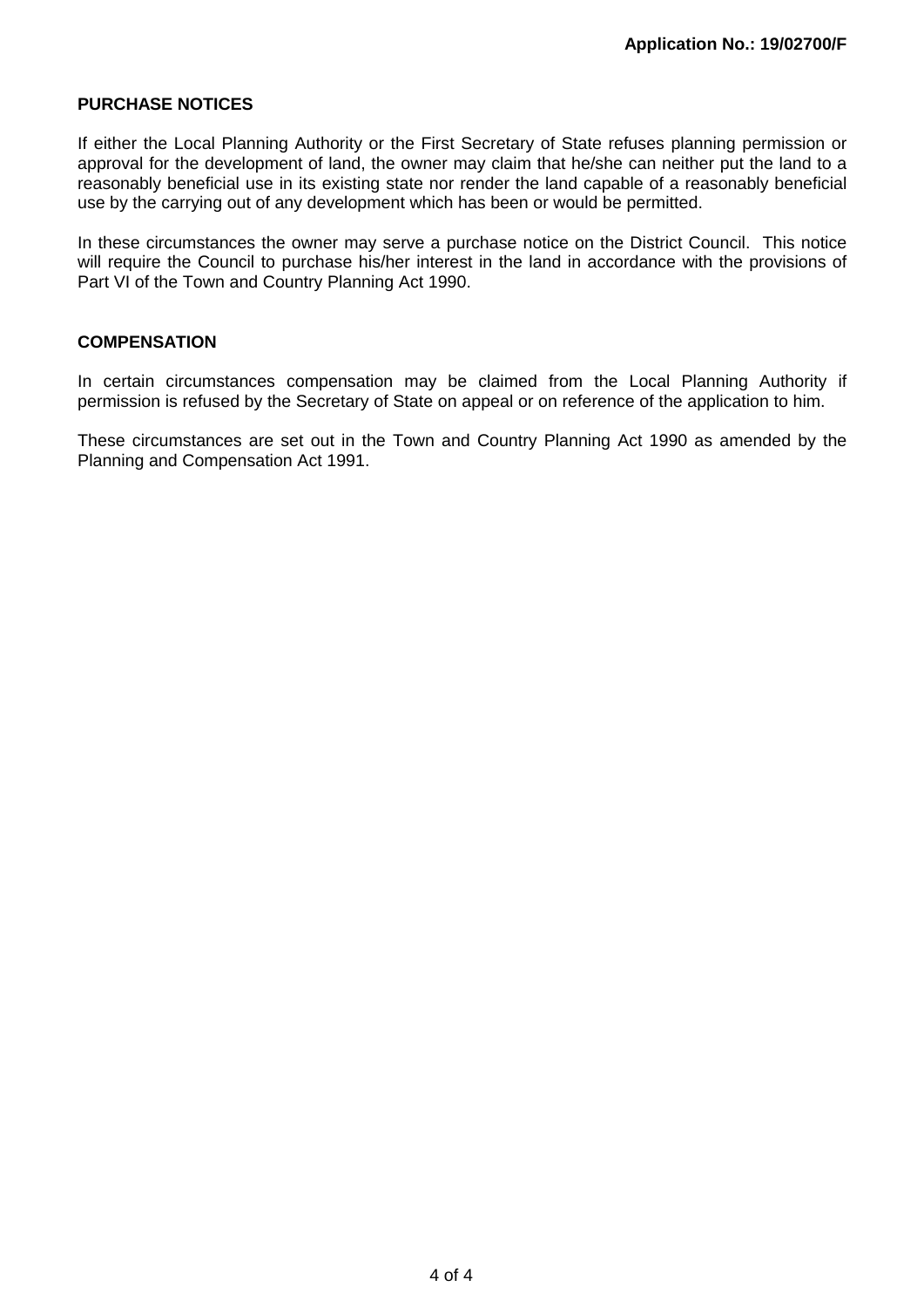**PURCHASE NOTICES**

If either the Local Planning Authority or the First Secretary of State refuses planning permission or approval for the development of land, the owner may claim that he/she can neither put the land to a reasonably beneficial use in its existing state nor render the land capable of a reasonably beneficial use by the carrying out of any development which has been or would be permitted.

In these circumstances the owner may serve a purchase notice on the District Council. This notice will require the Council to purchase his/her interest in the land in accordance with the provisions of Part VI of the Town and Country Planning Act 1990.

**COMPENSATION**

In certain circumstances compensation may be claimed from the Local Planning Authority if permission is refused by the Secretary of State on appeal or on reference of the application to him.

These circumstances are set out in the Town and Country Planning Act 1990 as amended by the Planning and Compensation Act 1991.